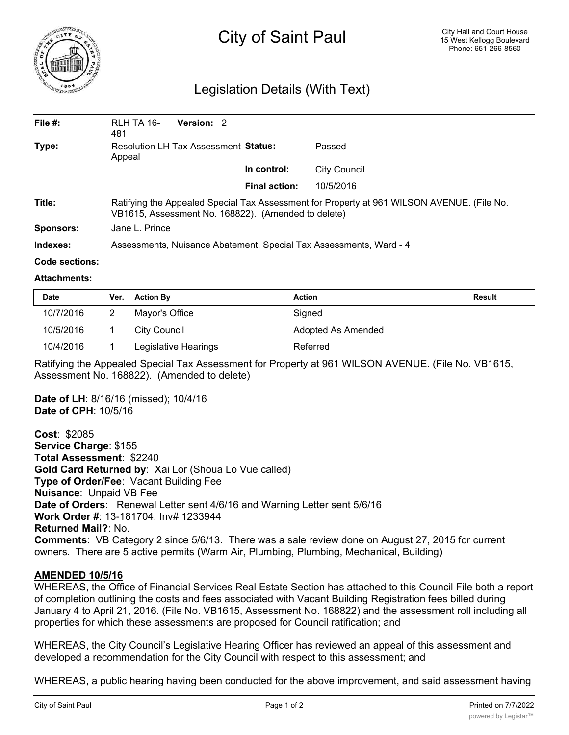# City of Saint Paul

City Hall and Court House
15 West Kellogg Boulevard
Phone: 651-266-8560

## Legislation Details (With Text)

| | | | |
|---|---|---|---|
| **File #:** | RLH TA 16-481 **Version:** 2 | | |
| **Type:** | Resolution LH Tax Assessment Appeal | **Status:** | Passed |
| | | **In control:** | City Council |
| | | **Final action:** | 10/5/2016 |

**Title:** Ratifying the Appealed Special Tax Assessment for Property at 961 WILSON AVENUE. (File No. VB1615, Assessment No. 168822). (Amended to delete)

**Sponsors:** Jane L. Prince

**Indexes:** Assessments, Nuisance Abatement, Special Tax Assessments, Ward - 4

**Code sections:**

**Attachments:**

| Date | Ver. | Action By | Action | Result |
|---|---|---|---|---|
| 10/7/2016 | 2 | Mayor's Office | Signed | |
| 10/5/2016 | 1 | City Council | Adopted As Amended | |
| 10/4/2016 | 1 | Legislative Hearings | Referred | |

Ratifying the Appealed Special Tax Assessment for Property at 961 WILSON AVENUE. (File No. VB1615, Assessment No. 168822). (Amended to delete)

**Date of LH**: 8/16/16 (missed); 10/4/16
**Date of CPH**: 10/5/16

**Cost**: $2085
**Service Charge**: $155
**Total Assessment**: $2240
**Gold Card Returned by**: Xai Lor (Shoua Lo Vue called)
**Type of Order/Fee**: Vacant Building Fee
**Nuisance**: Unpaid VB Fee
**Date of Orders**: Renewal Letter sent 4/6/16 and Warning Letter sent 5/6/16
**Work Order #**: 13-181704, Inv# 1233944
**Returned Mail?**: No.
**Comments**: VB Category 2 since 5/6/13. There was a sale review done on August 27, 2015 for current owners. There are 5 active permits (Warm Air, Plumbing, Plumbing, Mechanical, Building)

**AMENDED 10/5/16**

WHEREAS, the Office of Financial Services Real Estate Section has attached to this Council File both a report of completion outlining the costs and fees associated with Vacant Building Registration fees billed during January 4 to April 21, 2016. (File No. VB1615, Assessment No. 168822) and the assessment roll including all properties for which these assessments are proposed for Council ratification; and

WHEREAS, the City Council's Legislative Hearing Officer has reviewed an appeal of this assessment and developed a recommendation for the City Council with respect to this assessment; and

WHEREAS, a public hearing having been conducted for the above improvement, and said assessment having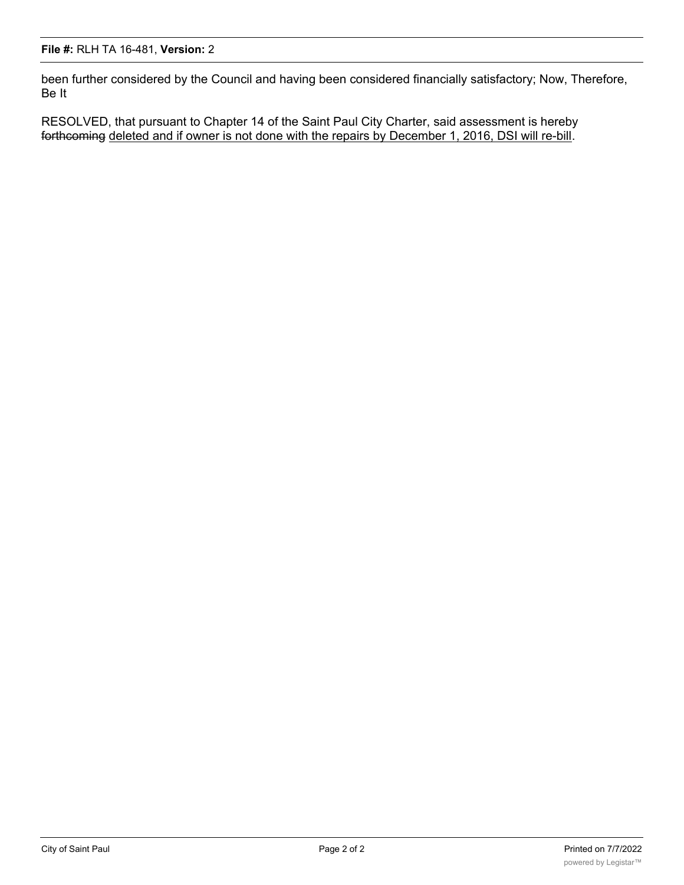been further considered by the Council and having been considered financially satisfactory; Now, Therefore, Be It

RESOLVED, that pursuant to Chapter 14 of the Saint Paul City Charter, said assessment is hereby ~~forthcoming~~ <u>deleted and if owner is not done with the repairs by December 1, 2016, DSI will re-bill</u>.